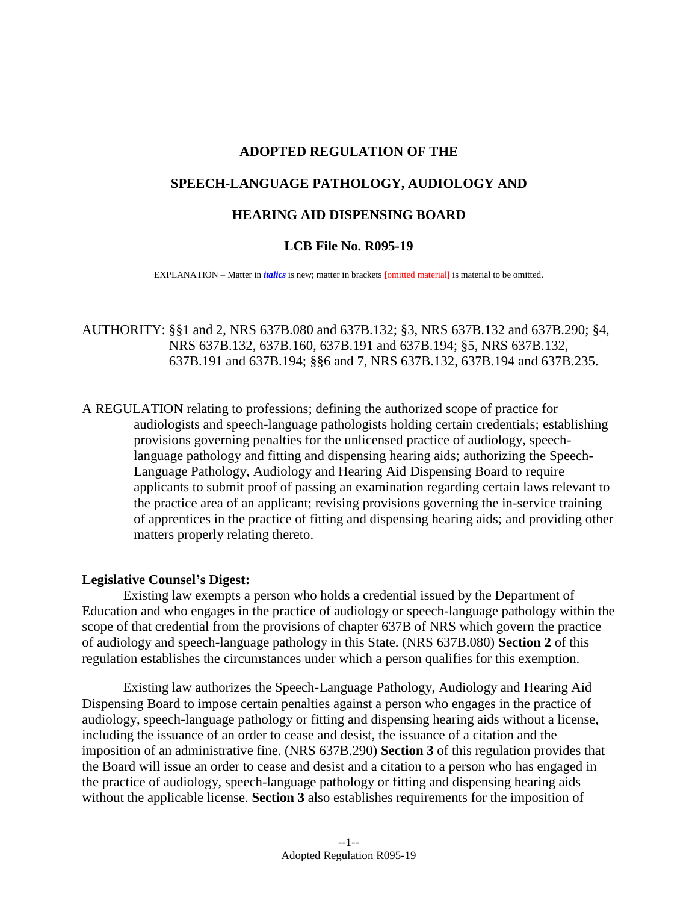**ADOPTED REGULATION OF THE**

**SPEECH-LANGUAGE PATHOLOGY, AUDIOLOGY AND**

**HEARING AID DISPENSING BOARD**

**LCB File No. R095-19**

EXPLANATION – Matter in ***italics*** is new; matter in brackets **[~~omitted material~~]** is material to be omitted.

AUTHORITY: §§1 and 2, NRS 637B.080 and 637B.132; §3, NRS 637B.132 and 637B.290; §4, NRS 637B.132, 637B.160, 637B.191 and 637B.194; §5, NRS 637B.132, 637B.191 and 637B.194; §§6 and 7, NRS 637B.132, 637B.194 and 637B.235.

A REGULATION relating to professions; defining the authorized scope of practice for audiologists and speech-language pathologists holding certain credentials; establishing provisions governing penalties for the unlicensed practice of audiology, speech-language pathology and fitting and dispensing hearing aids; authorizing the Speech-Language Pathology, Audiology and Hearing Aid Dispensing Board to require applicants to submit proof of passing an examination regarding certain laws relevant to the practice area of an applicant; revising provisions governing the in-service training of apprentices in the practice of fitting and dispensing hearing aids; and providing other matters properly relating thereto.

**Legislative Counsel's Digest:**

Existing law exempts a person who holds a credential issued by the Department of Education and who engages in the practice of audiology or speech-language pathology within the scope of that credential from the provisions of chapter 637B of NRS which govern the practice of audiology and speech-language pathology in this State. (NRS 637B.080) **Section 2** of this regulation establishes the circumstances under which a person qualifies for this exemption.

Existing law authorizes the Speech-Language Pathology, Audiology and Hearing Aid Dispensing Board to impose certain penalties against a person who engages in the practice of audiology, speech-language pathology or fitting and dispensing hearing aids without a license, including the issuance of an order to cease and desist, the issuance of a citation and the imposition of an administrative fine. (NRS 637B.290) **Section 3** of this regulation provides that the Board will issue an order to cease and desist and a citation to a person who has engaged in the practice of audiology, speech-language pathology or fitting and dispensing hearing aids without the applicable license. **Section 3** also establishes requirements for the imposition of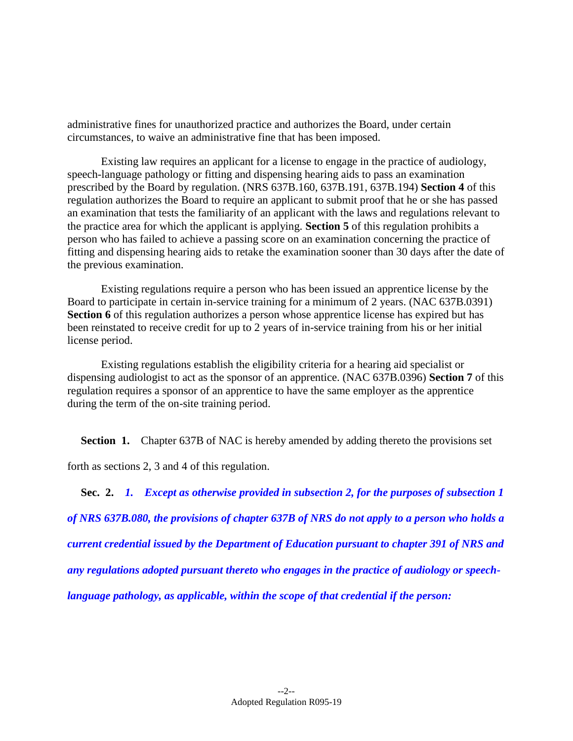administrative fines for unauthorized practice and authorizes the Board, under certain circumstances, to waive an administrative fine that has been imposed.

Existing law requires an applicant for a license to engage in the practice of audiology, speech-language pathology or fitting and dispensing hearing aids to pass an examination prescribed by the Board by regulation. (NRS 637B.160, 637B.191, 637B.194) **Section 4** of this regulation authorizes the Board to require an applicant to submit proof that he or she has passed an examination that tests the familiarity of an applicant with the laws and regulations relevant to the practice area for which the applicant is applying. **Section 5** of this regulation prohibits a person who has failed to achieve a passing score on an examination concerning the practice of fitting and dispensing hearing aids to retake the examination sooner than 30 days after the date of the previous examination.

Existing regulations require a person who has been issued an apprentice license by the Board to participate in certain in-service training for a minimum of 2 years. (NAC 637B.0391) **Section 6** of this regulation authorizes a person whose apprentice license has expired but has been reinstated to receive credit for up to 2 years of in-service training from his or her initial license period.

Existing regulations establish the eligibility criteria for a hearing aid specialist or dispensing audiologist to act as the sponsor of an apprentice. (NAC 637B.0396) **Section 7** of this regulation requires a sponsor of an apprentice to have the same employer as the apprentice during the term of the on-site training period.

**Section 1.** Chapter 637B of NAC is hereby amended by adding thereto the provisions set forth as sections 2, 3 and 4 of this regulation.

**Sec. 2.** ***1. Except as otherwise provided in subsection 2, for the purposes of subsection 1 of NRS 637B.080, the provisions of chapter 637B of NRS do not apply to a person who holds a current credential issued by the Department of Education pursuant to chapter 391 of NRS and any regulations adopted pursuant thereto who engages in the practice of audiology or speech-language pathology, as applicable, within the scope of that credential if the person:***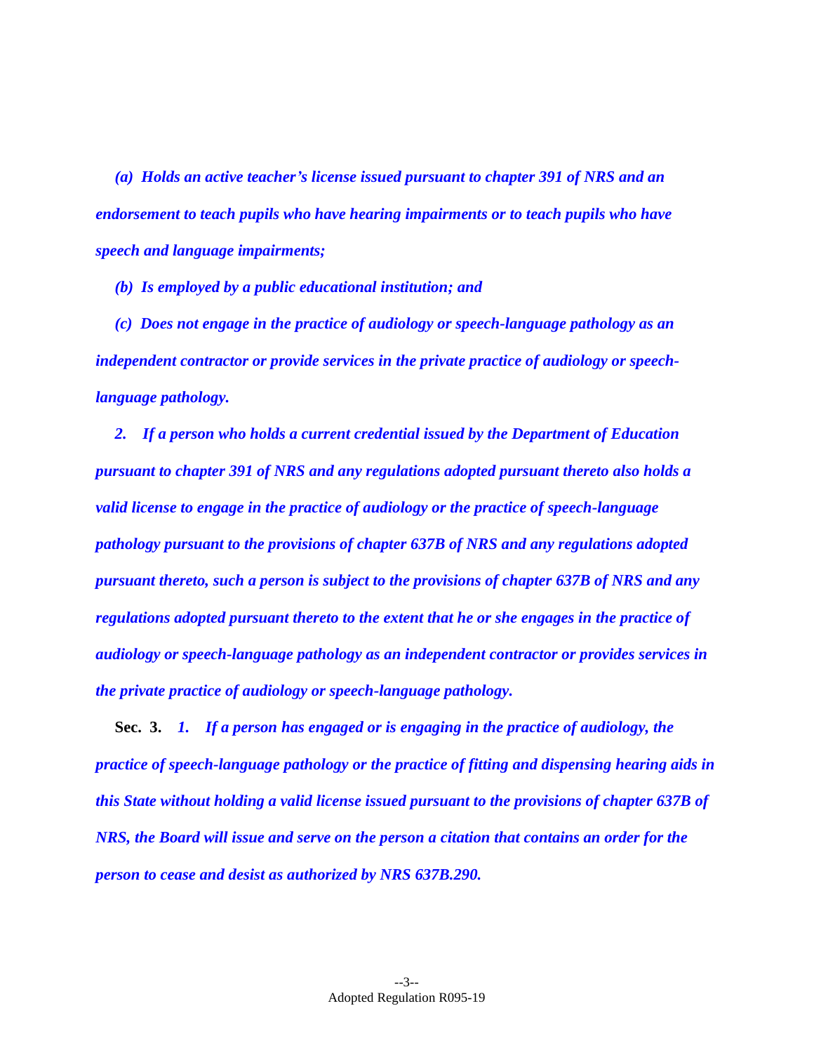*(a) Holds an active teacher's license issued pursuant to chapter 391 of NRS and an endorsement to teach pupils who have hearing impairments or to teach pupils who have speech and language impairments;*

*(b) Is employed by a public educational institution; and*

*(c) Does not engage in the practice of audiology or speech-language pathology as an independent contractor or provide services in the private practice of audiology or speech-language pathology.*

*2. If a person who holds a current credential issued by the Department of Education pursuant to chapter 391 of NRS and any regulations adopted pursuant thereto also holds a valid license to engage in the practice of audiology or the practice of speech-language pathology pursuant to the provisions of chapter 637B of NRS and any regulations adopted pursuant thereto, such a person is subject to the provisions of chapter 637B of NRS and any regulations adopted pursuant thereto to the extent that he or she engages in the practice of audiology or speech-language pathology as an independent contractor or provides services in the private practice of audiology or speech-language pathology.*

**Sec. 3.** *1. If a person has engaged or is engaging in the practice of audiology, the practice of speech-language pathology or the practice of fitting and dispensing hearing aids in this State without holding a valid license issued pursuant to the provisions of chapter 637B of NRS, the Board will issue and serve on the person a citation that contains an order for the person to cease and desist as authorized by NRS 637B.290.*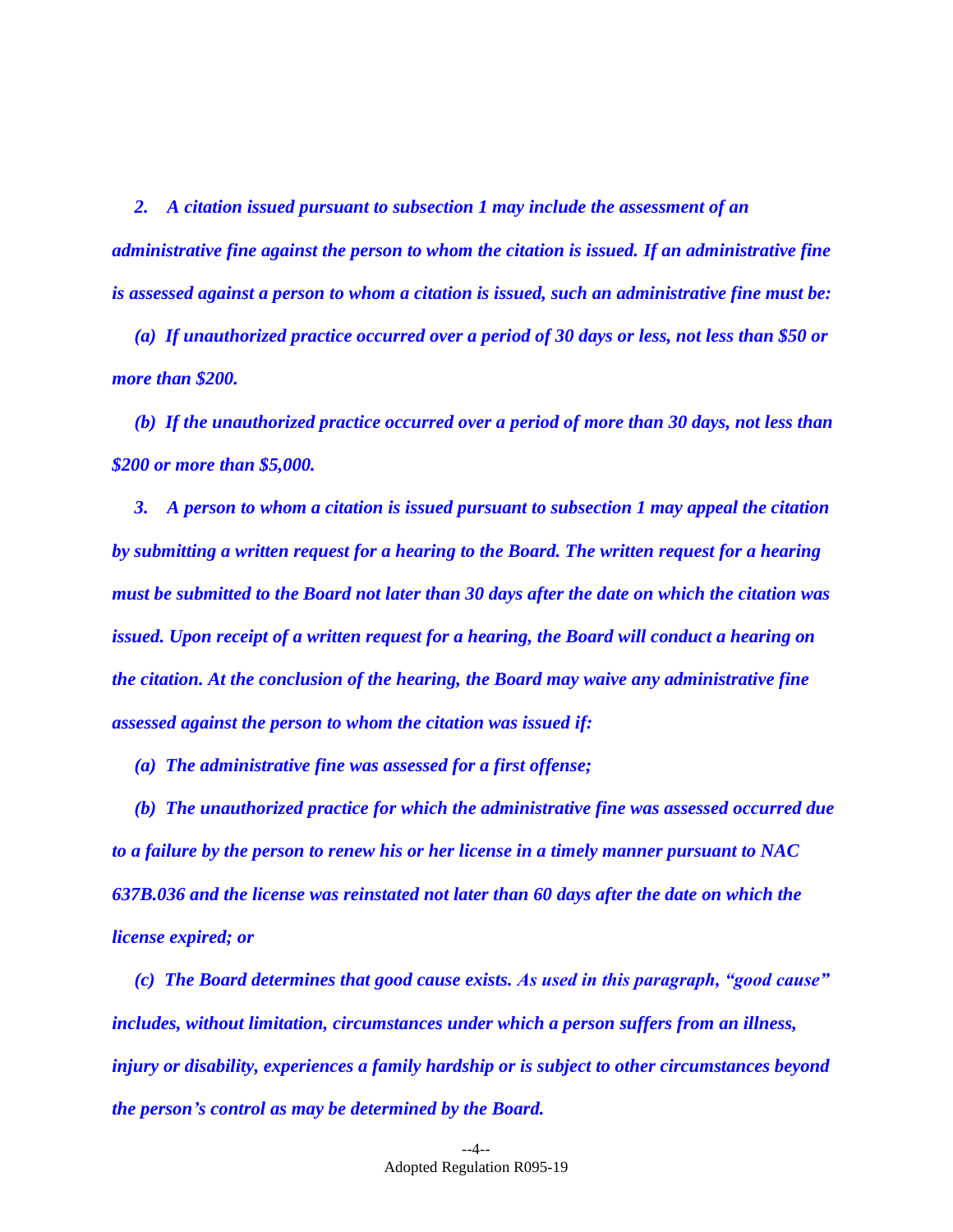*2. A citation issued pursuant to subsection 1 may include the assessment of an administrative fine against the person to whom the citation is issued. If an administrative fine is assessed against a person to whom a citation is issued, such an administrative fine must be:*

*(a) If unauthorized practice occurred over a period of 30 days or less, not less than $50 or more than $200.*

*(b) If the unauthorized practice occurred over a period of more than 30 days, not less than $200 or more than $5,000.*

*3. A person to whom a citation is issued pursuant to subsection 1 may appeal the citation by submitting a written request for a hearing to the Board. The written request for a hearing must be submitted to the Board not later than 30 days after the date on which the citation was issued. Upon receipt of a written request for a hearing, the Board will conduct a hearing on the citation. At the conclusion of the hearing, the Board may waive any administrative fine assessed against the person to whom the citation was issued if:*

*(a) The administrative fine was assessed for a first offense;*

*(b) The unauthorized practice for which the administrative fine was assessed occurred due to a failure by the person to renew his or her license in a timely manner pursuant to NAC 637B.036 and the license was reinstated not later than 60 days after the date on which the license expired; or*

*(c) The Board determines that good cause exists. As used in this paragraph, "good cause" includes, without limitation, circumstances under which a person suffers from an illness, injury or disability, experiences a family hardship or is subject to other circumstances beyond the person's control as may be determined by the Board.*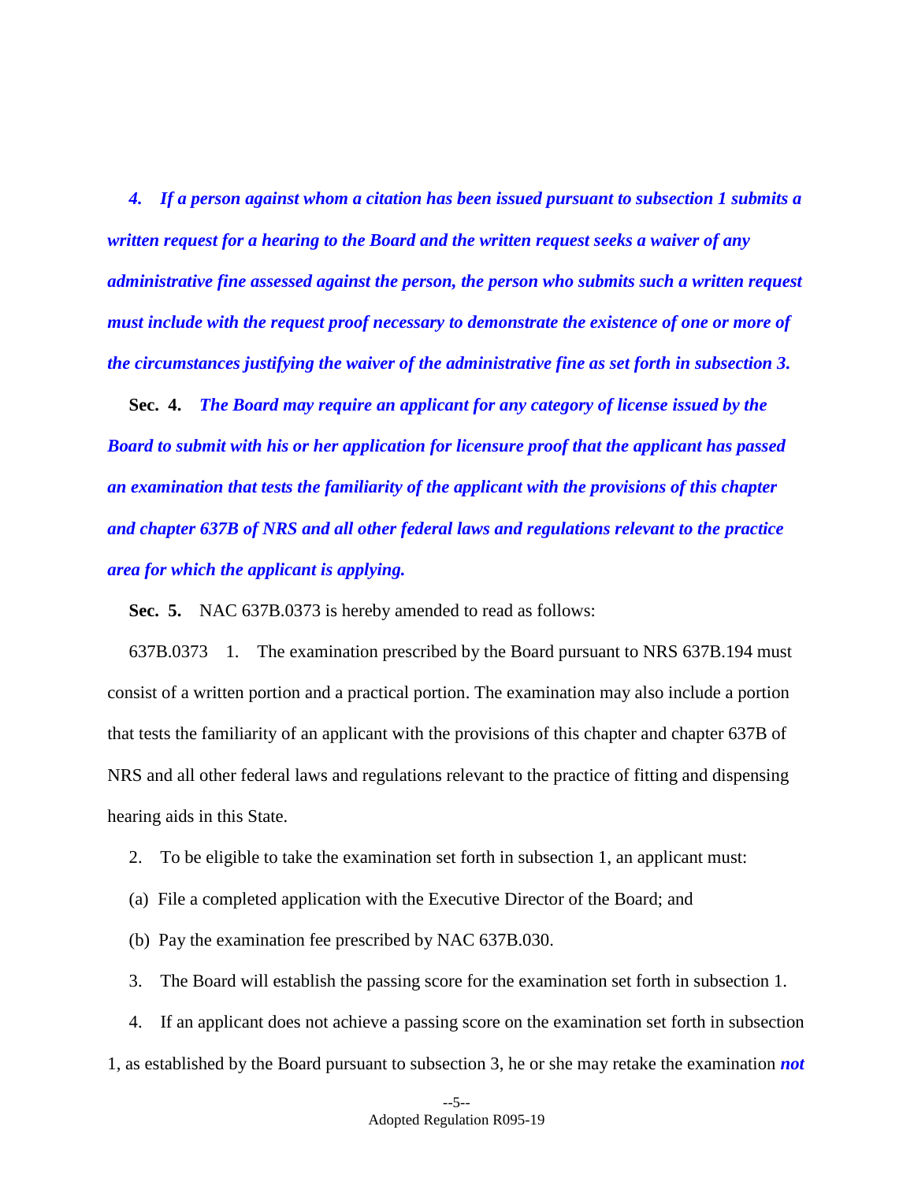***4. If a person against whom a citation has been issued pursuant to subsection 1 submits a written request for a hearing to the Board and the written request seeks a waiver of any administrative fine assessed against the person, the person who submits such a written request must include with the request proof necessary to demonstrate the existence of one or more of the circumstances justifying the waiver of the administrative fine as set forth in subsection 3.***

**Sec. 4.** ***The Board may require an applicant for any category of license issued by the Board to submit with his or her application for licensure proof that the applicant has passed an examination that tests the familiarity of the applicant with the provisions of this chapter and chapter 637B of NRS and all other federal laws and regulations relevant to the practice area for which the applicant is applying.***

**Sec. 5.** NAC 637B.0373 is hereby amended to read as follows:

637B.0373 1. The examination prescribed by the Board pursuant to NRS 637B.194 must consist of a written portion and a practical portion. The examination may also include a portion that tests the familiarity of an applicant with the provisions of this chapter and chapter 637B of NRS and all other federal laws and regulations relevant to the practice of fitting and dispensing hearing aids in this State.

2. To be eligible to take the examination set forth in subsection 1, an applicant must:

(a) File a completed application with the Executive Director of the Board; and

(b) Pay the examination fee prescribed by NAC 637B.030.

3. The Board will establish the passing score for the examination set forth in subsection 1.

4. If an applicant does not achieve a passing score on the examination set forth in subsection 1, as established by the Board pursuant to subsection 3, he or she may retake the examination ***not***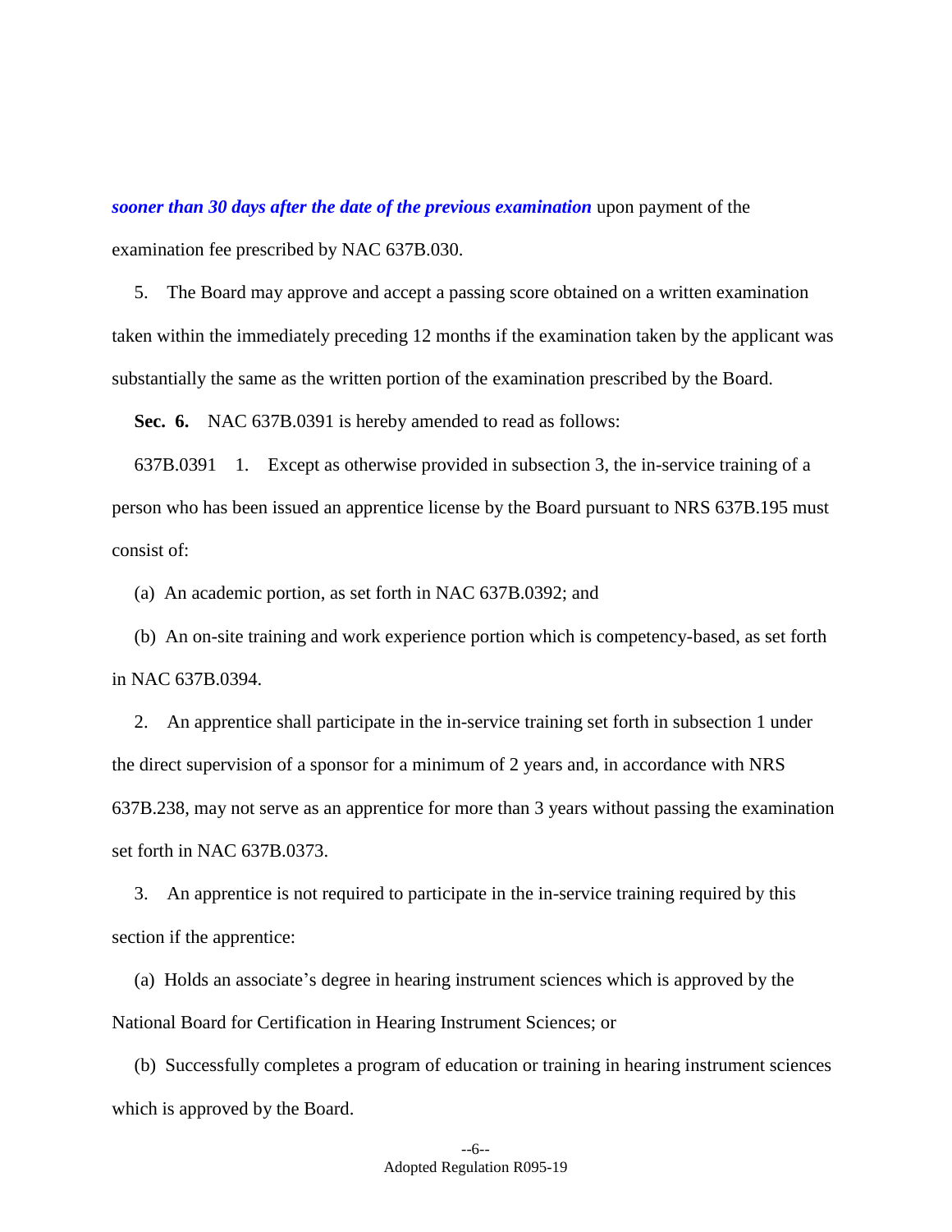***sooner than 30 days after the date of the previous examination*** upon payment of the examination fee prescribed by NAC 637B.030.

5. The Board may approve and accept a passing score obtained on a written examination taken within the immediately preceding 12 months if the examination taken by the applicant was substantially the same as the written portion of the examination prescribed by the Board.

**Sec. 6.** NAC 637B.0391 is hereby amended to read as follows:

637B.0391 1. Except as otherwise provided in subsection 3, the in-service training of a person who has been issued an apprentice license by the Board pursuant to NRS 637B.195 must consist of:

(a) An academic portion, as set forth in NAC 637B.0392; and

(b) An on-site training and work experience portion which is competency-based, as set forth in NAC 637B.0394.

2. An apprentice shall participate in the in-service training set forth in subsection 1 under the direct supervision of a sponsor for a minimum of 2 years and, in accordance with NRS 637B.238, may not serve as an apprentice for more than 3 years without passing the examination set forth in NAC 637B.0373.

3. An apprentice is not required to participate in the in-service training required by this section if the apprentice:

(a) Holds an associate's degree in hearing instrument sciences which is approved by the National Board for Certification in Hearing Instrument Sciences; or

(b) Successfully completes a program of education or training in hearing instrument sciences which is approved by the Board.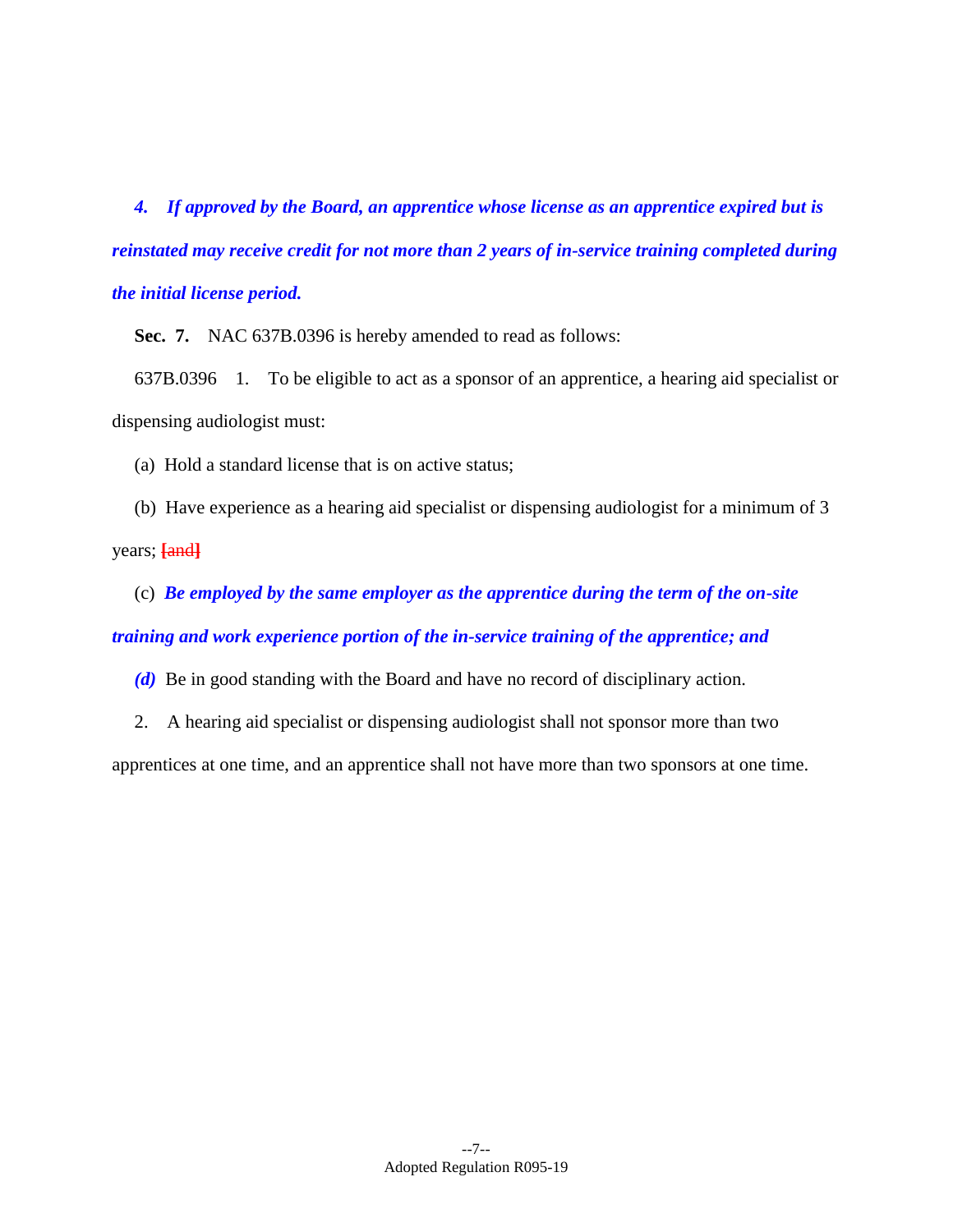***4. If approved by the Board, an apprentice whose license as an apprentice expired but is reinstated may receive credit for not more than 2 years of in-service training completed during the initial license period.***

**Sec. 7.** NAC 637B.0396 is hereby amended to read as follows:

637B.0396 1. To be eligible to act as a sponsor of an apprentice, a hearing aid specialist or dispensing audiologist must:

(a) Hold a standard license that is on active status;

(b) Have experience as a hearing aid specialist or dispensing audiologist for a minimum of 3 years; **[**~~and~~**]**

(c) ***Be employed by the same employer as the apprentice during the term of the on-site training and work experience portion of the in-service training of the apprentice; and***

***(d)*** Be in good standing with the Board and have no record of disciplinary action.

2. A hearing aid specialist or dispensing audiologist shall not sponsor more than two apprentices at one time, and an apprentice shall not have more than two sponsors at one time.